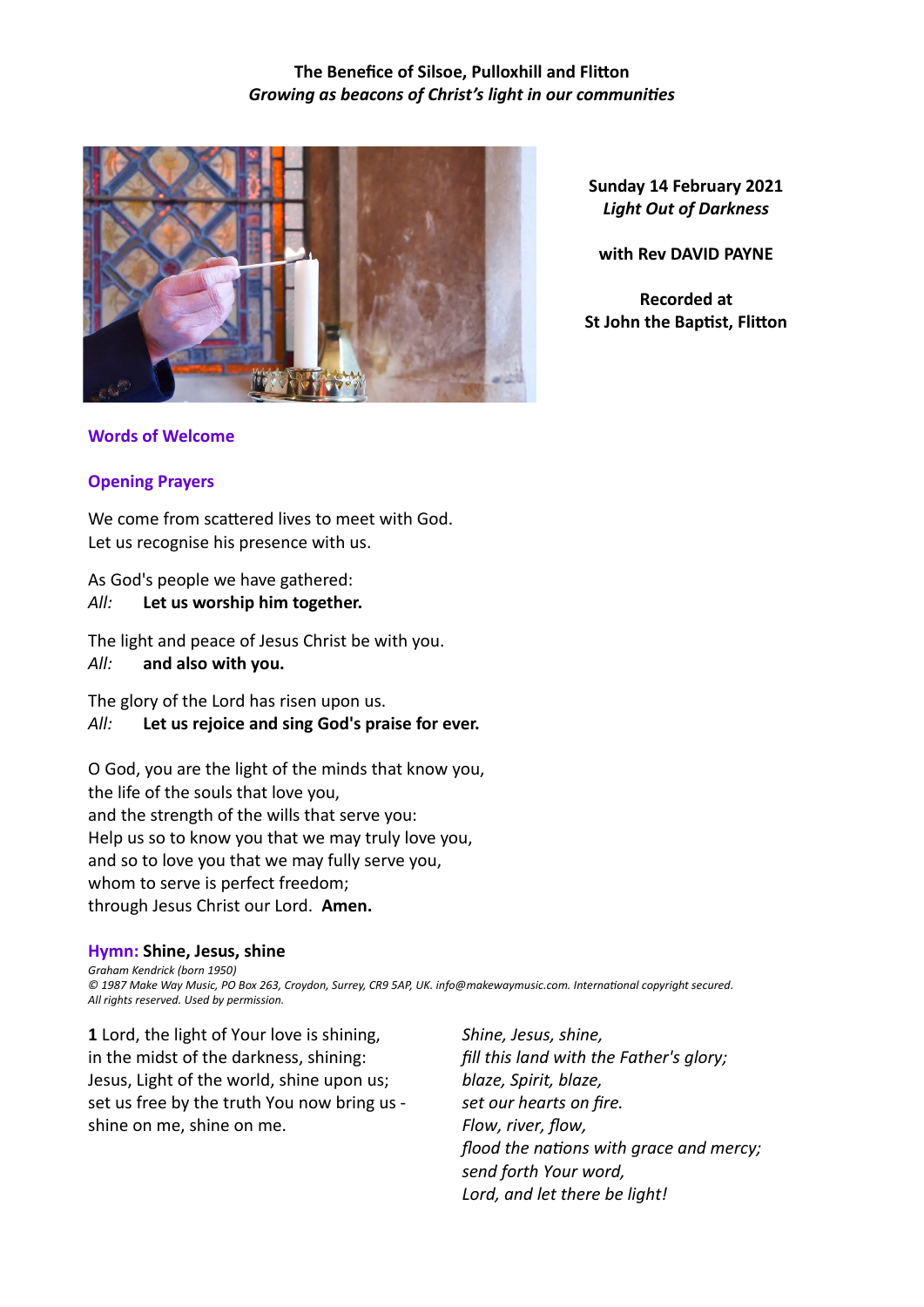**The Benefice of Silsoe, Pulloxhill and Flitton**
*Growing as beacons of Christ's light in our communities*

**Sunday 14 February 2021**
***Light Out of Darkness***

**with Rev DAVID PAYNE**

**Recorded at**
**St John the Baptist, Flitton**

## Words of Welcome

## Opening Prayers

We come from scattered lives to meet with God.
Let us recognise his presence with us.

As God's people we have gathered:
*All:* **Let us worship him together.**

The light and peace of Jesus Christ be with you.
*All:* **and also with you.**

The glory of the Lord has risen upon us.
*All:* **Let us rejoice and sing God's praise for ever.**

O God, you are the light of the minds that know you,
the life of the souls that love you,
and the strength of the wills that serve you:
Help us so to know you that we may truly love you,
and so to love you that we may fully serve you,
whom to serve is perfect freedom;
through Jesus Christ our Lord. **Amen.**

## Hymn: **Shine, Jesus, shine**

*Graham Kendrick (born 1950)*
*© 1987 Make Way Music, PO Box 263, Croydon, Surrey, CR9 5AP, UK. info@makewaymusic.com. International copyright secured. All rights reserved. Used by permission.*

**1** Lord, the light of Your love is shining,
in the midst of the darkness, shining:
Jesus, Light of the world, shine upon us;
set us free by the truth You now bring us -
shine on me, shine on me.

*Shine, Jesus, shine,*
*fill this land with the Father's glory;*
*blaze, Spirit, blaze,*
*set our hearts on fire.*
*Flow, river, flow,*
*flood the nations with grace and mercy;*
*send forth Your word,*
*Lord, and let there be light!*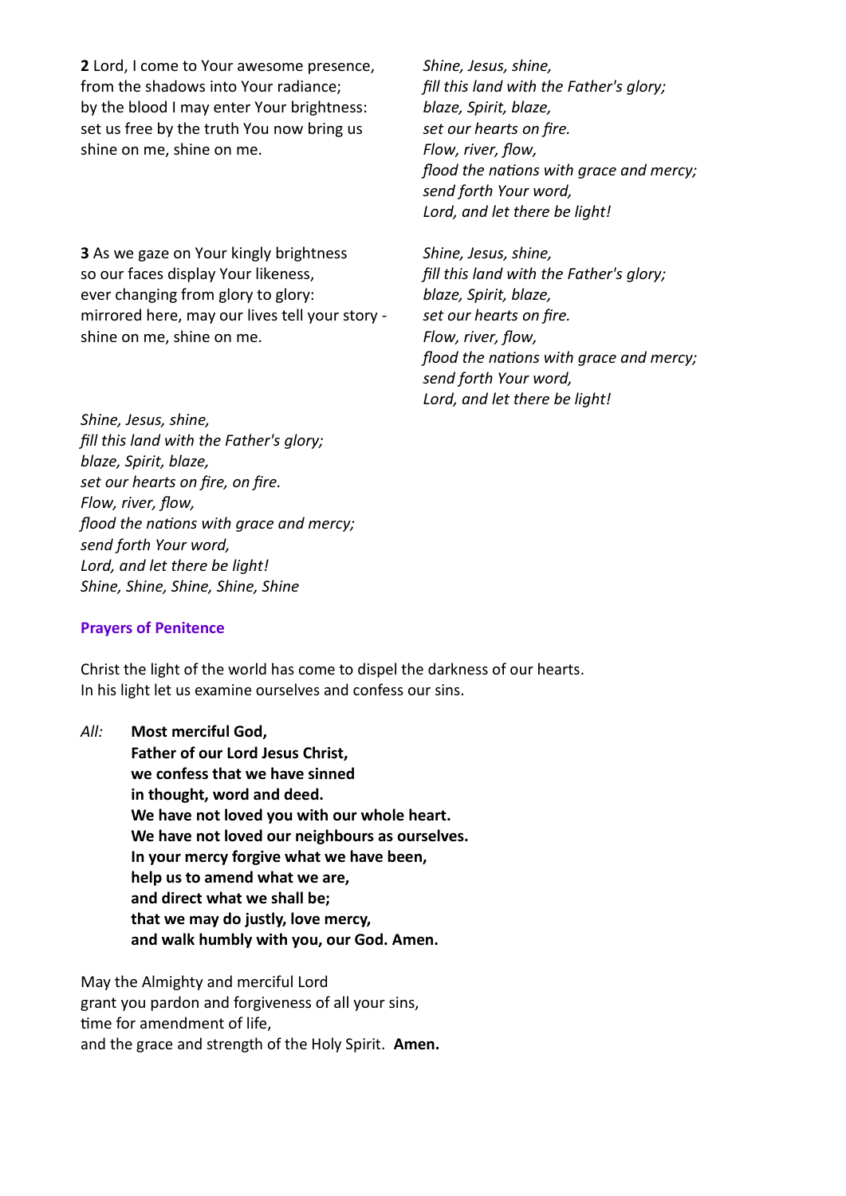**2** Lord, I come to Your awesome presence,
from the shadows into Your radiance;
by the blood I may enter Your brightness:
set us free by the truth You now bring us
shine on me, shine on me.

*Shine, Jesus, shine,*
*fill this land with the Father's glory;*
*blaze, Spirit, blaze,*
*set our hearts on fire.*
*Flow, river, flow,*
*flood the nations with grace and mercy;*
*send forth Your word,*
*Lord, and let there be light!*

**3** As we gaze on Your kingly brightness
so our faces display Your likeness,
ever changing from glory to glory:
mirrored here, may our lives tell your story -
shine on me, shine on me.

*Shine, Jesus, shine,*
*fill this land with the Father's glory;*
*blaze, Spirit, blaze,*
*set our hearts on fire.*
*Flow, river, flow,*
*flood the nations with grace and mercy;*
*send forth Your word,*
*Lord, and let there be light!*

*Shine, Jesus, shine,*
*fill this land with the Father's glory;*
*blaze, Spirit, blaze,*
*set our hearts on fire, on fire.*
*Flow, river, flow,*
*flood the nations with grace and mercy;*
*send forth Your word,*
*Lord, and let there be light!*
*Shine, Shine, Shine, Shine, Shine*

### Prayers of Penitence

Christ the light of the world has come to dispel the darkness of our hearts.
In his light let us examine ourselves and confess our sins.

*All:* **Most merciful God,**
**Father of our Lord Jesus Christ,**
**we confess that we have sinned**
**in thought, word and deed.**
**We have not loved you with our whole heart.**
**We have not loved our neighbours as ourselves.**
**In your mercy forgive what we have been,**
**help us to amend what we are,**
**and direct what we shall be;**
**that we may do justly, love mercy,**
**and walk humbly with you, our God. Amen.**

May the Almighty and merciful Lord
grant you pardon and forgiveness of all your sins,
time for amendment of life,
and the grace and strength of the Holy Spirit. **Amen.**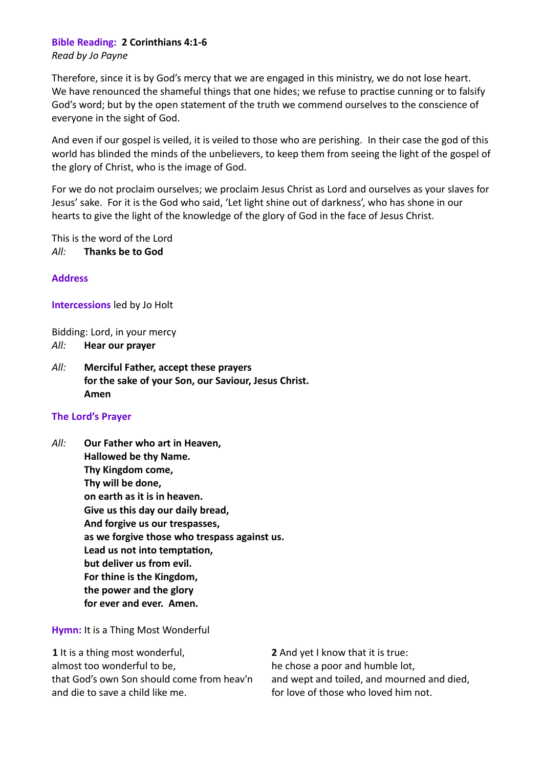**Bible Reading: 2 Corinthians 4:1-6**
*Read by Jo Payne*

Therefore, since it is by God's mercy that we are engaged in this ministry, we do not lose heart. We have renounced the shameful things that one hides; we refuse to practise cunning or to falsify God's word; but by the open statement of the truth we commend ourselves to the conscience of everyone in the sight of God.

And even if our gospel is veiled, it is veiled to those who are perishing. In their case the god of this world has blinded the minds of the unbelievers, to keep them from seeing the light of the gospel of the glory of Christ, who is the image of God.

For we do not proclaim ourselves; we proclaim Jesus Christ as Lord and ourselves as your slaves for Jesus' sake. For it is the God who said, 'Let light shine out of darkness', who has shone in our hearts to give the light of the knowledge of the glory of God in the face of Jesus Christ.

This is the word of the Lord
*All:* **Thanks be to God**

**Address**

**Intercessions** led by Jo Holt

Bidding: Lord, in your mercy
*All:* **Hear our prayer**

*All:* **Merciful Father, accept these prayers**
**for the sake of your Son, our Saviour, Jesus Christ.**
**Amen**

**The Lord's Prayer**

*All:* **Our Father who art in Heaven,**
**Hallowed be thy Name.**
**Thy Kingdom come,**
**Thy will be done,**
**on earth as it is in heaven.**
**Give us this day our daily bread,**
**And forgive us our trespasses,**
**as we forgive those who trespass against us.**
**Lead us not into temptation,**
**but deliver us from evil.**
**For thine is the Kingdom,**
**the power and the glory**
**for ever and ever. Amen.**

**Hymn:** It is a Thing Most Wonderful

**1** It is a thing most wonderful,
almost too wonderful to be,
that God's own Son should come from heav'n
and die to save a child like me.

**2** And yet I know that it is true:
he chose a poor and humble lot,
and wept and toiled, and mourned and died,
for love of those who loved him not.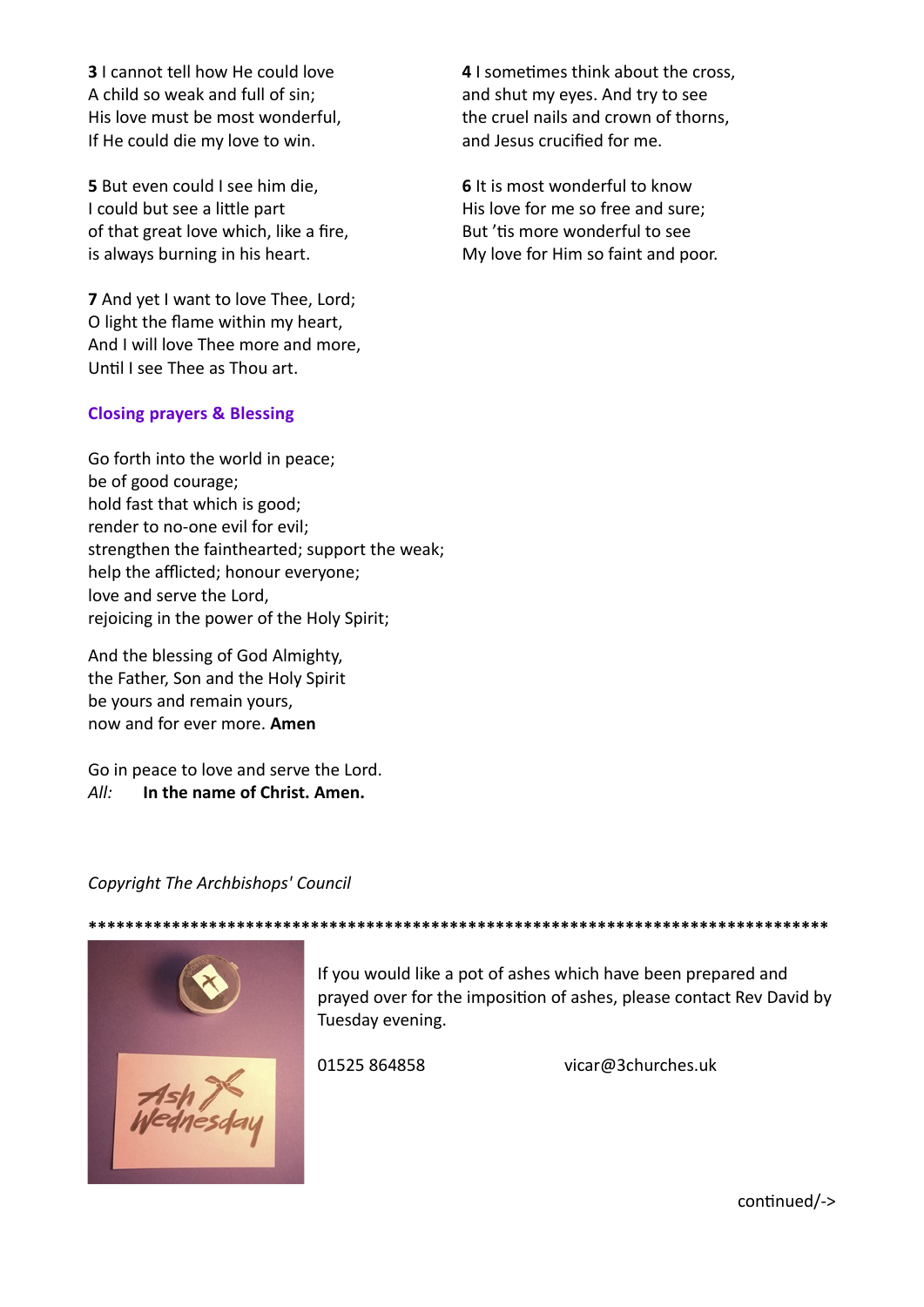**3** I cannot tell how He could love
A child so weak and full of sin;
His love must be most wonderful,
If He could die my love to win.

**4** I sometimes think about the cross,
and shut my eyes. And try to see
the cruel nails and crown of thorns,
and Jesus crucified for me.

**5** But even could I see him die,
I could but see a little part
of that great love which, like a fire,
is always burning in his heart.

**6** It is most wonderful to know
His love for me so free and sure;
But 'tis more wonderful to see
My love for Him so faint and poor.

**7** And yet I want to love Thee, Lord;
O light the flame within my heart,
And I will love Thee more and more,
Until I see Thee as Thou art.

### Closing prayers & Blessing

Go forth into the world in peace;
be of good courage;
hold fast that which is good;
render to no-one evil for evil;
strengthen the fainthearted; support the weak;
help the afflicted; honour everyone;
love and serve the Lord,
rejoicing in the power of the Holy Spirit;

And the blessing of God Almighty,
the Father, Son and the Holy Spirit
be yours and remain yours,
now and for ever more. **Amen**

Go in peace to love and serve the Lord.
*All:* **In the name of Christ. Amen.**

*Copyright The Archbishops' Council*

*******************************************************************************

If you would like a pot of ashes which have been prepared and prayed over for the imposition of ashes, please contact Rev David by Tuesday evening.

01525 864858 vicar@3churches.uk

continued/->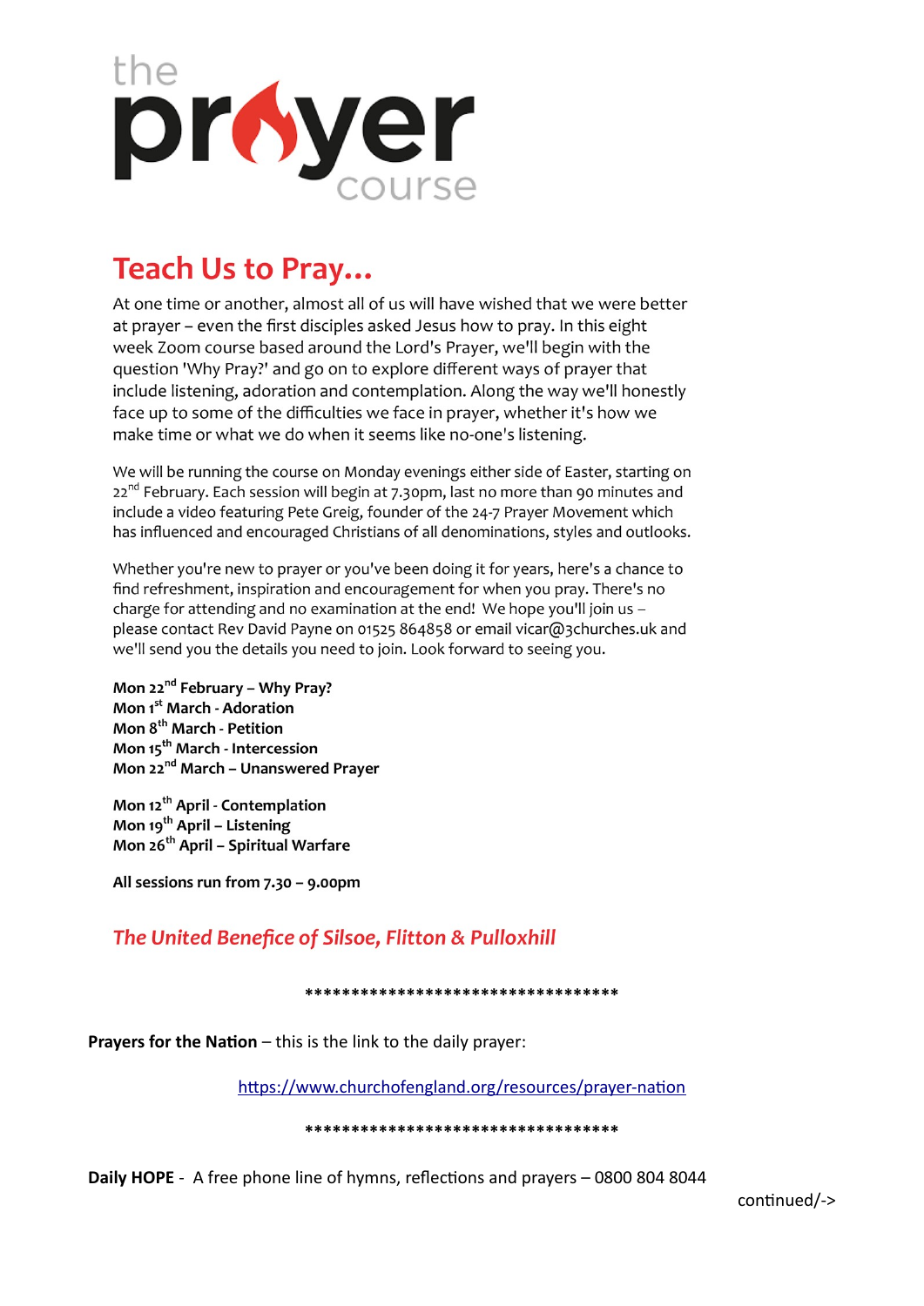the prayer course

# Teach Us to Pray...

At one time or another, almost all of us will have wished that we were better at prayer – even the first disciples asked Jesus how to pray. In this eight week Zoom course based around the Lord's Prayer, we'll begin with the question 'Why Pray?' and go on to explore different ways of prayer that include listening, adoration and contemplation. Along the way we'll honestly face up to some of the difficulties we face in prayer, whether it's how we make time or what we do when it seems like no-one's listening.

We will be running the course on Monday evenings either side of Easter, starting on 22nd February. Each session will begin at 7.30pm, last no more than 90 minutes and include a video featuring Pete Greig, founder of the 24-7 Prayer Movement which has influenced and encouraged Christians of all denominations, styles and outlooks.

Whether you're new to prayer or you've been doing it for years, here's a chance to find refreshment, inspiration and encouragement for when you pray. There's no charge for attending and no examination at the end! We hope you'll join us – please contact Rev David Payne on 01525 864858 or email vicar@3churches.uk and we'll send you the details you need to join. Look forward to seeing you.

**Mon 22nd February – Why Pray?**
**Mon 1st March - Adoration**
**Mon 8th March - Petition**
**Mon 15th March - Intercession**
**Mon 22nd March – Unanswered Prayer**

**Mon 12th April - Contemplation**
**Mon 19th April – Listening**
**Mon 26th April – Spiritual Warfare**

**All sessions run from 7.30 – 9.00pm**

***The United Benefice of Silsoe, Flitton & Pulloxhill***

***********************************

**Prayers for the Nation** – this is the link to the daily prayer:

https://www.churchofengland.org/resources/prayer-nation

***********************************

**Daily HOPE** - A free phone line of hymns, reflections and prayers – 0800 804 8044

continued/->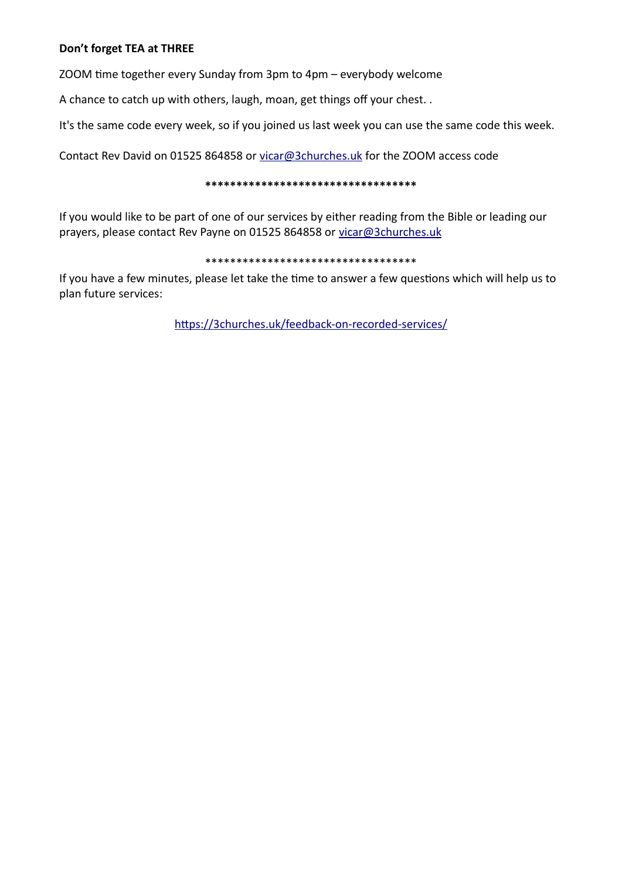**Don't forget TEA at THREE**

ZOOM time together every Sunday from 3pm to 4pm – everybody welcome

A chance to catch up with others, laugh, moan, get things off your chest. .

It's the same code every week, so if you joined us last week you can use the same code this week.

Contact Rev David on 01525 864858 or vicar@3churches.uk for the ZOOM access code

**********************************

If you would like to be part of one of our services by either reading from the Bible or leading our prayers, please contact Rev Payne on 01525 864858 or vicar@3churches.uk

**********************************

If you have a few minutes, please let take the time to answer a few questions which will help us to plan future services:

https://3churches.uk/feedback-on-recorded-services/